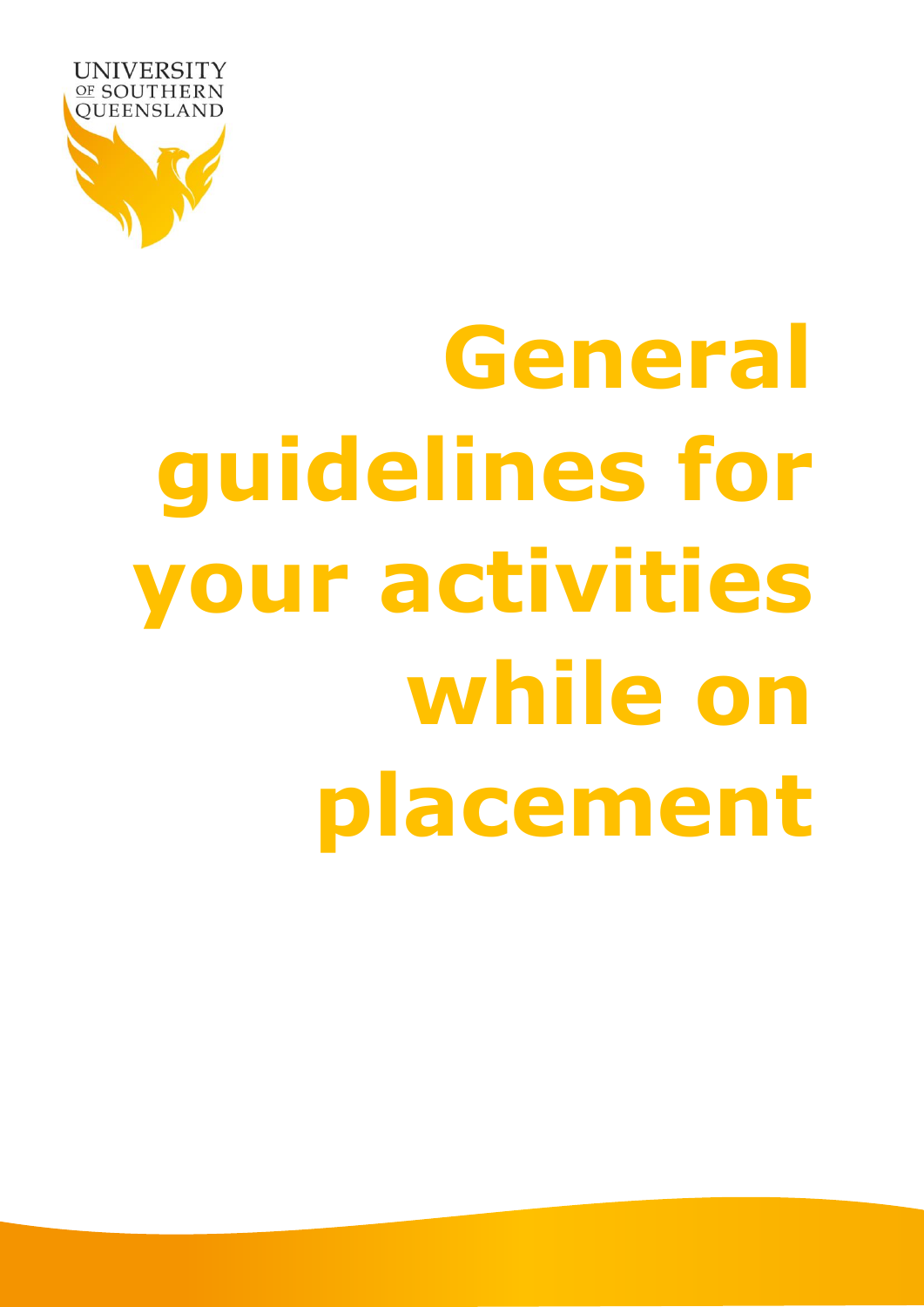UNIVERSITY OF SOUTHERN QUEENSLAND

# General guidelines for your activities while on placement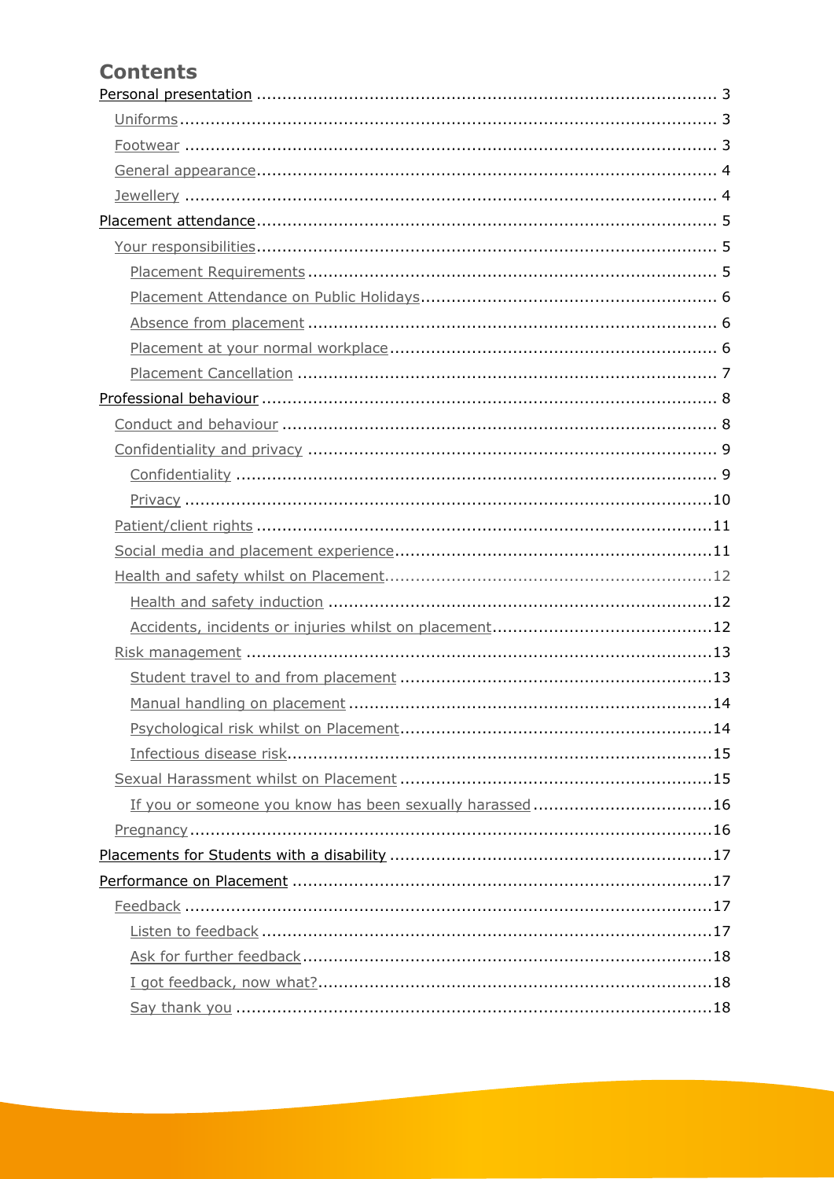## Contents

- Personal presentation ... 3
  - Uniforms ... 3
  - Footwear ... 3
  - General appearance ... 4
  - Jewellery ... 4
- Placement attendance ... 5
  - Your responsibilities ... 5
    - Placement Requirements ... 5
    - Placement Attendance on Public Holidays ... 6
    - Absence from placement ... 6
    - Placement at your normal workplace ... 6
    - Placement Cancellation ... 7
- Professional behaviour ... 8
  - Conduct and behaviour ... 8
  - Confidentiality and privacy ... 9
    - Confidentiality ... 9
    - Privacy ... 10
  - Patient/client rights ... 11
  - Social media and placement experience ... 11
  - Health and safety whilst on Placement ... 12
    - Health and safety induction ... 12
    - Accidents, incidents or injuries whilst on placement ... 12
  - Risk management ... 13
    - Student travel to and from placement ... 13
    - Manual handling on placement ... 14
    - Psychological risk whilst on Placement ... 14
    - Infectious disease risk ... 15
  - Sexual Harassment whilst on Placement ... 15
    - If you or someone you know has been sexually harassed ... 16
  - Pregnancy ... 16
- Placements for Students with a disability ... 17
- Performance on Placement ... 17
  - Feedback ... 17
    - Listen to feedback ... 17
    - Ask for further feedback ... 18
    - I got feedback, now what? ... 18
    - Say thank you ... 18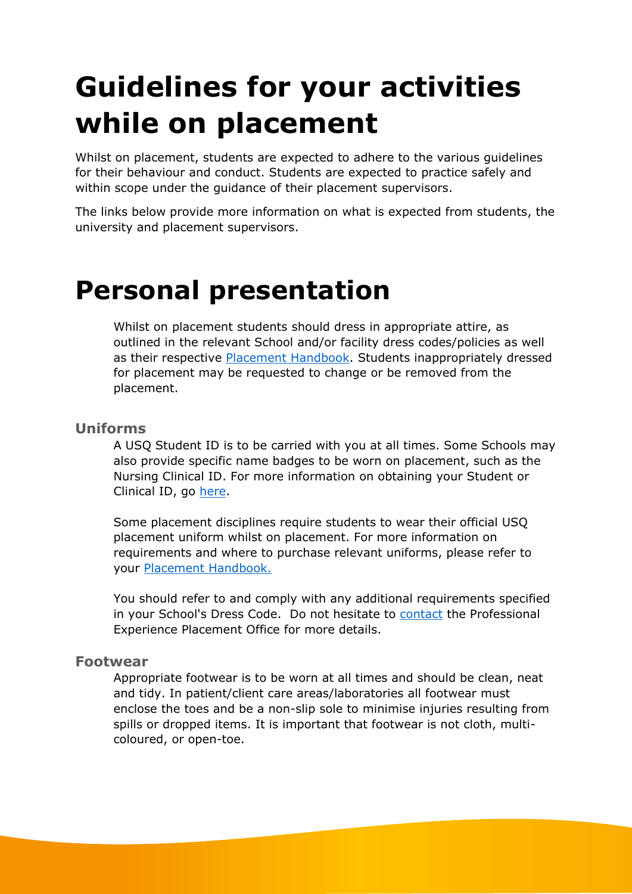# Guidelines for your activities while on placement

Whilst on placement, students are expected to adhere to the various guidelines for their behaviour and conduct. Students are expected to practice safely and within scope under the guidance of their placement supervisors.

The links below provide more information on what is expected from students, the university and placement supervisors.

# Personal presentation

Whilst on placement students should dress in appropriate attire, as outlined in the relevant School and/or facility dress codes/policies as well as their respective Placement Handbook. Students inappropriately dressed for placement may be requested to change or be removed from the placement.

### Uniforms

A USQ Student ID is to be carried with you at all times. Some Schools may also provide specific name badges to be worn on placement, such as the Nursing Clinical ID. For more information on obtaining your Student or Clinical ID, go here.

Some placement disciplines require students to wear their official USQ placement uniform whilst on placement. For more information on requirements and where to purchase relevant uniforms, please refer to your Placement Handbook.

You should refer to and comply with any additional requirements specified in your School's Dress Code. Do not hesitate to contact the Professional Experience Placement Office for more details.

### Footwear

Appropriate footwear is to be worn at all times and should be clean, neat and tidy. In patient/client care areas/laboratories all footwear must enclose the toes and be a non-slip sole to minimise injuries resulting from spills or dropped items. It is important that footwear is not cloth, multi-coloured, or open-toe.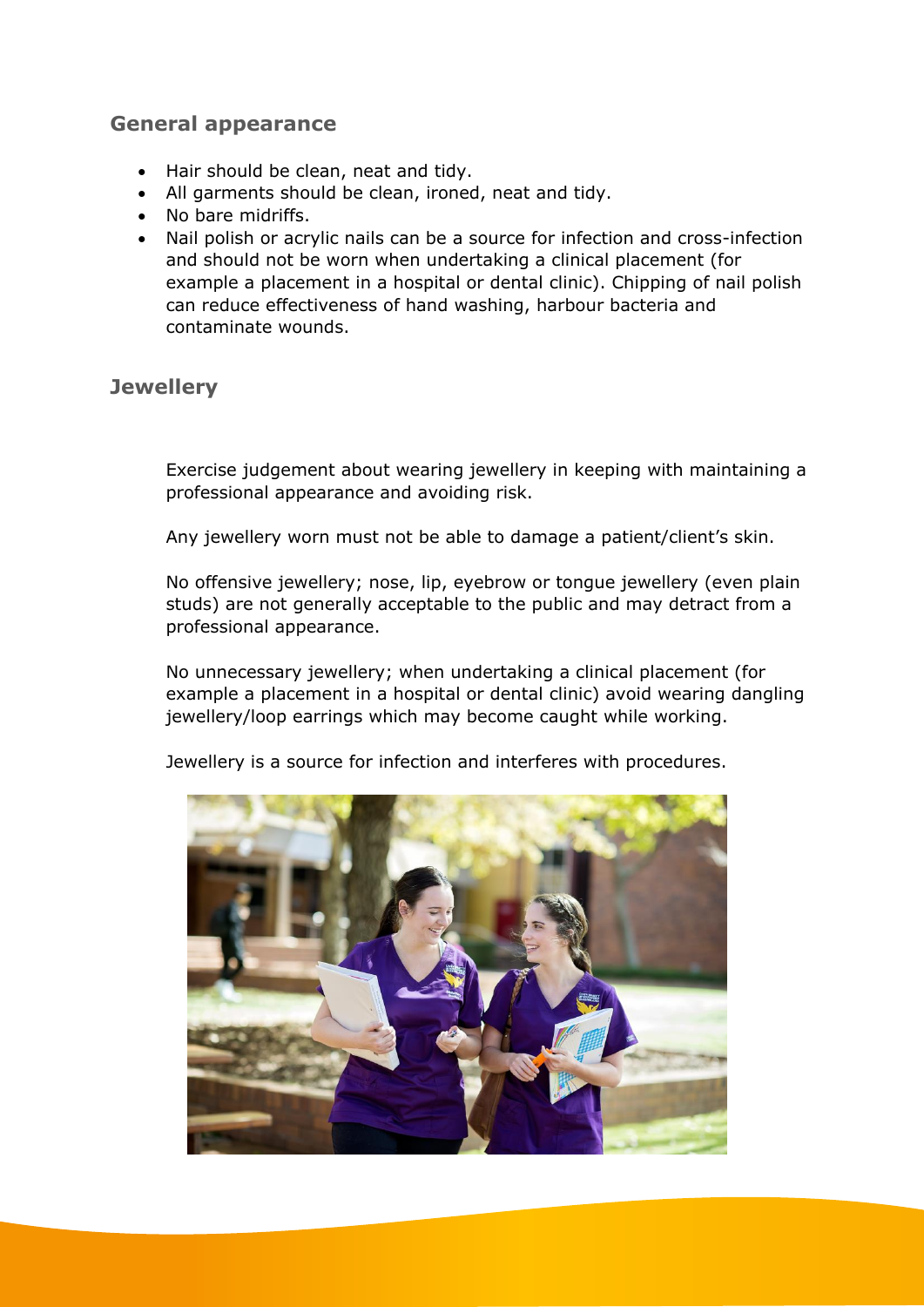## General appearance

- Hair should be clean, neat and tidy.
- All garments should be clean, ironed, neat and tidy.
- No bare midriffs.
- Nail polish or acrylic nails can be a source for infection and cross-infection and should not be worn when undertaking a clinical placement (for example a placement in a hospital or dental clinic). Chipping of nail polish can reduce effectiveness of hand washing, harbour bacteria and contaminate wounds.

## Jewellery

Exercise judgement about wearing jewellery in keeping with maintaining a professional appearance and avoiding risk.

Any jewellery worn must not be able to damage a patient/client's skin.

No offensive jewellery; nose, lip, eyebrow or tongue jewellery (even plain studs) are not generally acceptable to the public and may detract from a professional appearance.

No unnecessary jewellery; when undertaking a clinical placement (for example a placement in a hospital or dental clinic) avoid wearing dangling jewellery/loop earrings which may become caught while working.

Jewellery is a source for infection and interferes with procedures.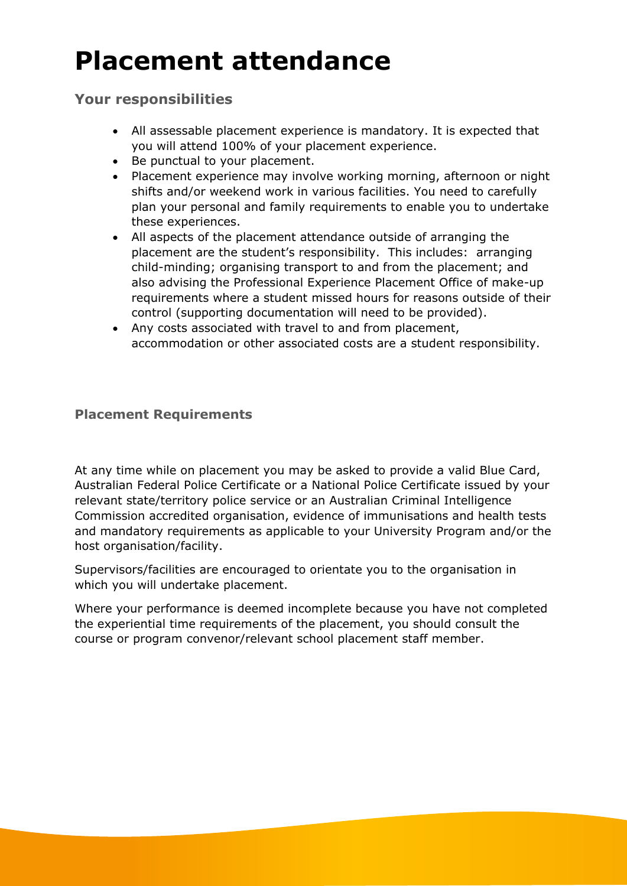# Placement attendance

## Your responsibilities

- All assessable placement experience is mandatory. It is expected that you will attend 100% of your placement experience.
- Be punctual to your placement.
- Placement experience may involve working morning, afternoon or night shifts and/or weekend work in various facilities. You need to carefully plan your personal and family requirements to enable you to undertake these experiences.
- All aspects of the placement attendance outside of arranging the placement are the student's responsibility. This includes: arranging child-minding; organising transport to and from the placement; and also advising the Professional Experience Placement Office of make-up requirements where a student missed hours for reasons outside of their control (supporting documentation will need to be provided).
- Any costs associated with travel to and from placement, accommodation or other associated costs are a student responsibility.

## Placement Requirements

At any time while on placement you may be asked to provide a valid Blue Card, Australian Federal Police Certificate or a National Police Certificate issued by your relevant state/territory police service or an Australian Criminal Intelligence Commission accredited organisation, evidence of immunisations and health tests and mandatory requirements as applicable to your University Program and/or the host organisation/facility.

Supervisors/facilities are encouraged to orientate you to the organisation in which you will undertake placement.

Where your performance is deemed incomplete because you have not completed the experiential time requirements of the placement, you should consult the course or program convenor/relevant school placement staff member.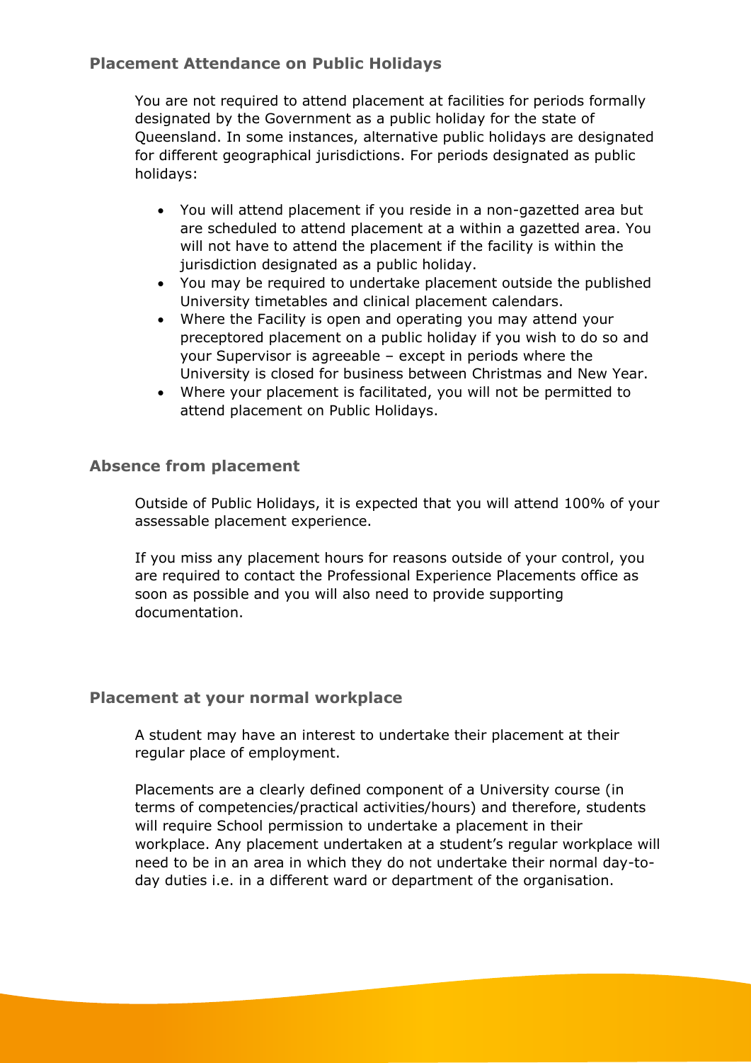### Placement Attendance on Public Holidays

You are not required to attend placement at facilities for periods formally designated by the Government as a public holiday for the state of Queensland. In some instances, alternative public holidays are designated for different geographical jurisdictions. For periods designated as public holidays:

- You will attend placement if you reside in a non-gazetted area but are scheduled to attend placement at a within a gazetted area. You will not have to attend the placement if the facility is within the jurisdiction designated as a public holiday.
- You may be required to undertake placement outside the published University timetables and clinical placement calendars.
- Where the Facility is open and operating you may attend your preceptored placement on a public holiday if you wish to do so and your Supervisor is agreeable – except in periods where the University is closed for business between Christmas and New Year.
- Where your placement is facilitated, you will not be permitted to attend placement on Public Holidays.

### Absence from placement

Outside of Public Holidays, it is expected that you will attend 100% of your assessable placement experience.

If you miss any placement hours for reasons outside of your control, you are required to contact the Professional Experience Placements office as soon as possible and you will also need to provide supporting documentation.

### Placement at your normal workplace

A student may have an interest to undertake their placement at their regular place of employment.

Placements are a clearly defined component of a University course (in terms of competencies/practical activities/hours) and therefore, students will require School permission to undertake a placement in their workplace. Any placement undertaken at a student's regular workplace will need to be in an area in which they do not undertake their normal day-to-day duties i.e. in a different ward or department of the organisation.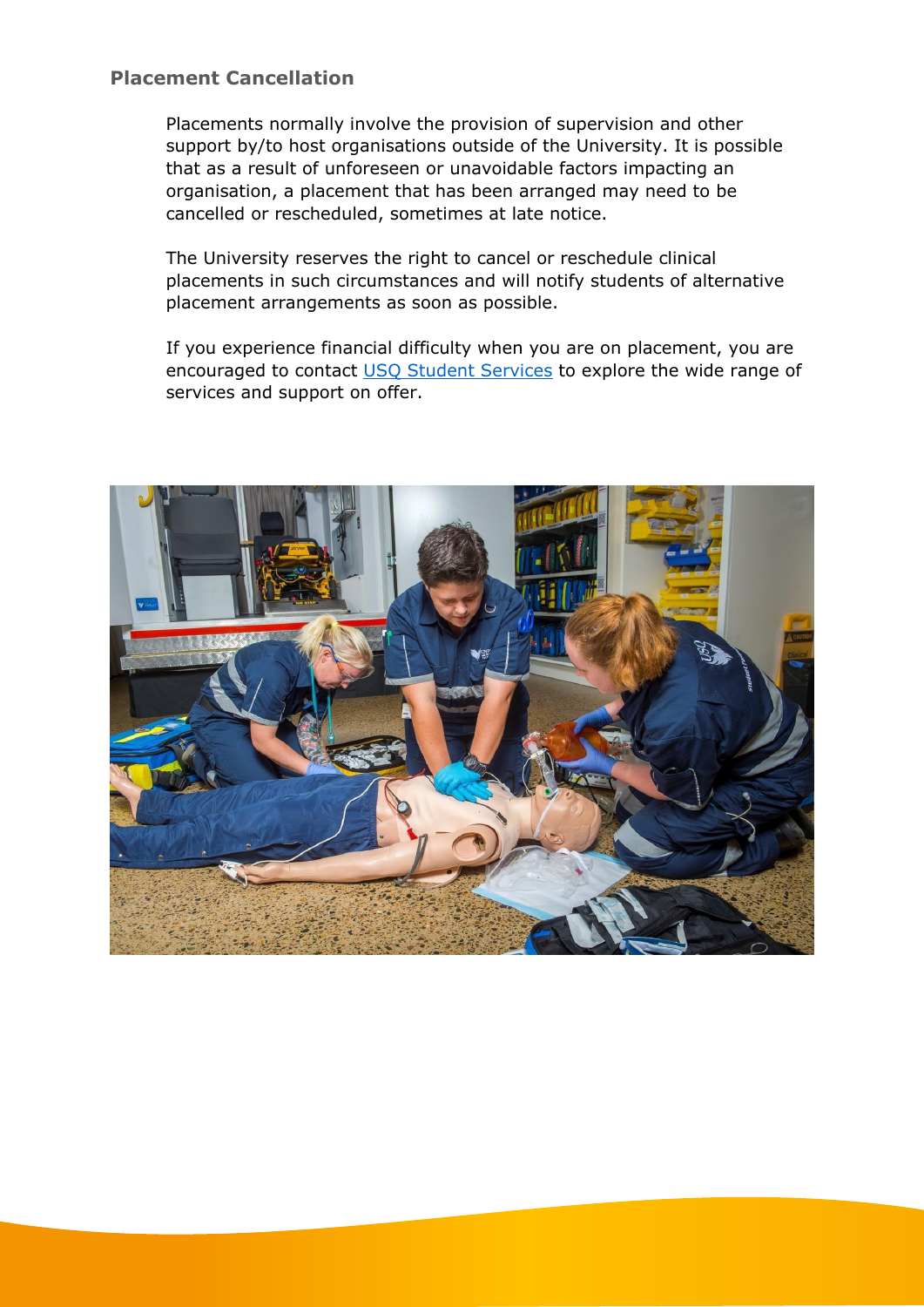### Placement Cancellation

Placements normally involve the provision of supervision and other support by/to host organisations outside of the University. It is possible that as a result of unforeseen or unavoidable factors impacting an organisation, a placement that has been arranged may need to be cancelled or rescheduled, sometimes at late notice.

The University reserves the right to cancel or reschedule clinical placements in such circumstances and will notify students of alternative placement arrangements as soon as possible.

If you experience financial difficulty when you are on placement, you are encouraged to contact [USQ Student Services]() to explore the wide range of services and support on offer.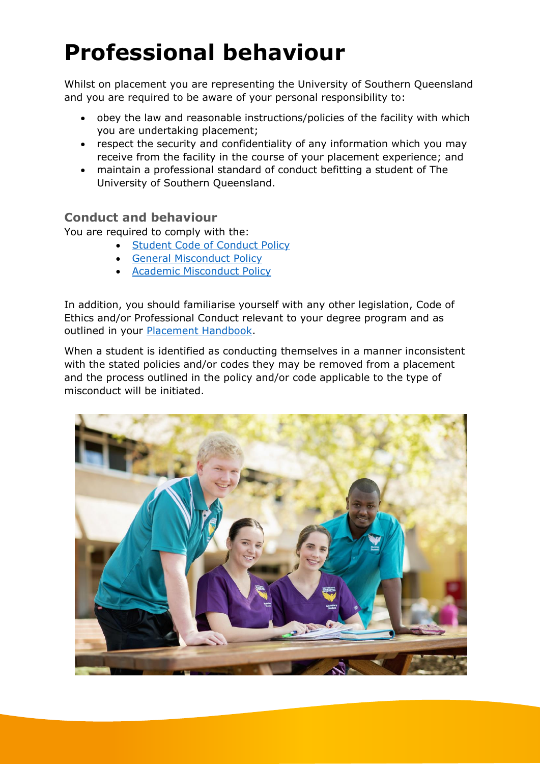# Professional behaviour

Whilst on placement you are representing the University of Southern Queensland and you are required to be aware of your personal responsibility to:

- obey the law and reasonable instructions/policies of the facility with which you are undertaking placement;
- respect the security and confidentiality of any information which you may receive from the facility in the course of your placement experience; and
- maintain a professional standard of conduct befitting a student of The University of Southern Queensland.

### Conduct and behaviour

You are required to comply with the:

- Student Code of Conduct Policy
- General Misconduct Policy
- Academic Misconduct Policy

In addition, you should familiarise yourself with any other legislation, Code of Ethics and/or Professional Conduct relevant to your degree program and as outlined in your Placement Handbook.

When a student is identified as conducting themselves in a manner inconsistent with the stated policies and/or codes they may be removed from a placement and the process outlined in the policy and/or code applicable to the type of misconduct will be initiated.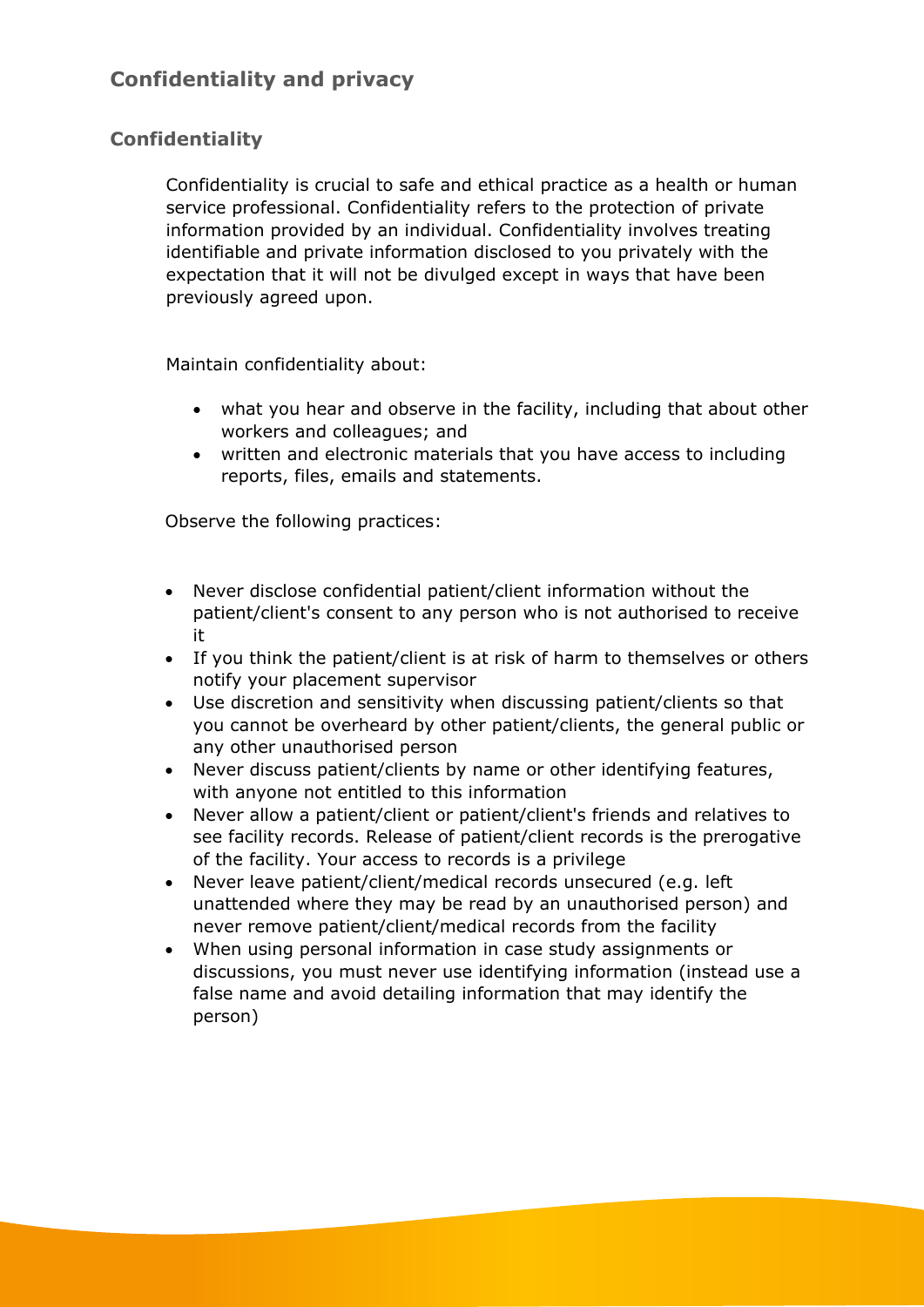## Confidentiality and privacy

### Confidentiality

Confidentiality is crucial to safe and ethical practice as a health or human service professional. Confidentiality refers to the protection of private information provided by an individual. Confidentiality involves treating identifiable and private information disclosed to you privately with the expectation that it will not be divulged except in ways that have been previously agreed upon.

Maintain confidentiality about:

- what you hear and observe in the facility, including that about other workers and colleagues; and
- written and electronic materials that you have access to including reports, files, emails and statements.

Observe the following practices:

- Never disclose confidential patient/client information without the patient/client's consent to any person who is not authorised to receive it
- If you think the patient/client is at risk of harm to themselves or others notify your placement supervisor
- Use discretion and sensitivity when discussing patient/clients so that you cannot be overheard by other patient/clients, the general public or any other unauthorised person
- Never discuss patient/clients by name or other identifying features, with anyone not entitled to this information
- Never allow a patient/client or patient/client's friends and relatives to see facility records. Release of patient/client records is the prerogative of the facility. Your access to records is a privilege
- Never leave patient/client/medical records unsecured (e.g. left unattended where they may be read by an unauthorised person) and never remove patient/client/medical records from the facility
- When using personal information in case study assignments or discussions, you must never use identifying information (instead use a false name and avoid detailing information that may identify the person)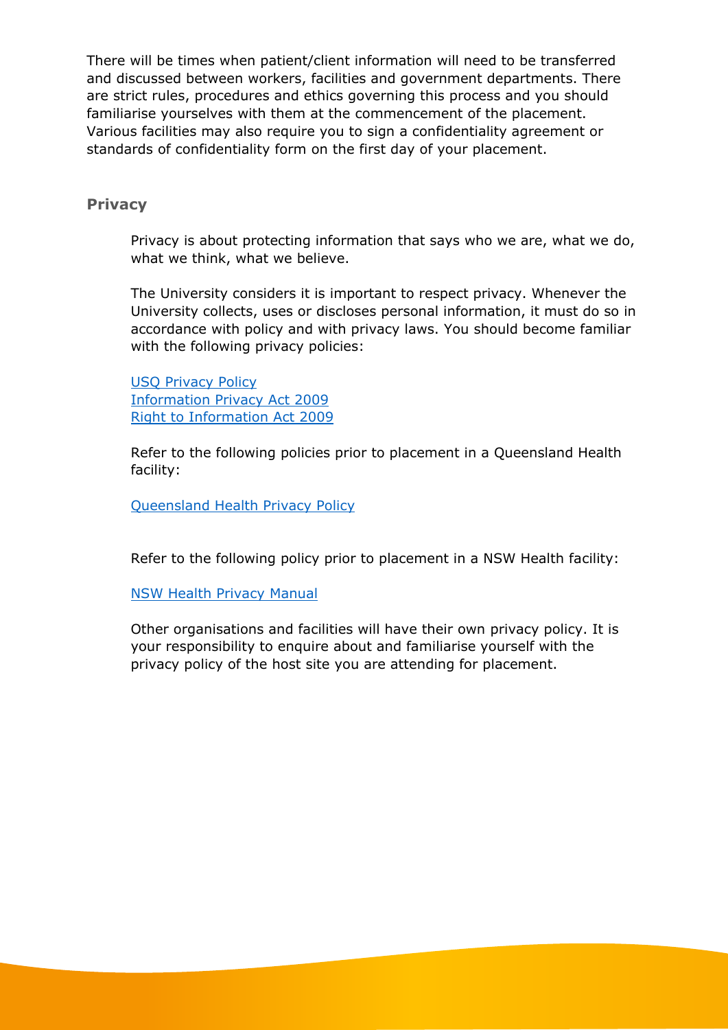There will be times when patient/client information will need to be transferred and discussed between workers, facilities and government departments. There are strict rules, procedures and ethics governing this process and you should familiarise yourselves with them at the commencement of the placement. Various facilities may also require you to sign a confidentiality agreement or standards of confidentiality form on the first day of your placement.

## Privacy

Privacy is about protecting information that says who we are, what we do, what we think, what we believe.

The University considers it is important to respect privacy. Whenever the University collects, uses or discloses personal information, it must do so in accordance with policy and with privacy laws. You should become familiar with the following privacy policies:

USQ Privacy Policy
Information Privacy Act 2009
Right to Information Act 2009

Refer to the following policies prior to placement in a Queensland Health facility:

Queensland Health Privacy Policy

Refer to the following policy prior to placement in a NSW Health facility:

NSW Health Privacy Manual

Other organisations and facilities will have their own privacy policy. It is your responsibility to enquire about and familiarise yourself with the privacy policy of the host site you are attending for placement.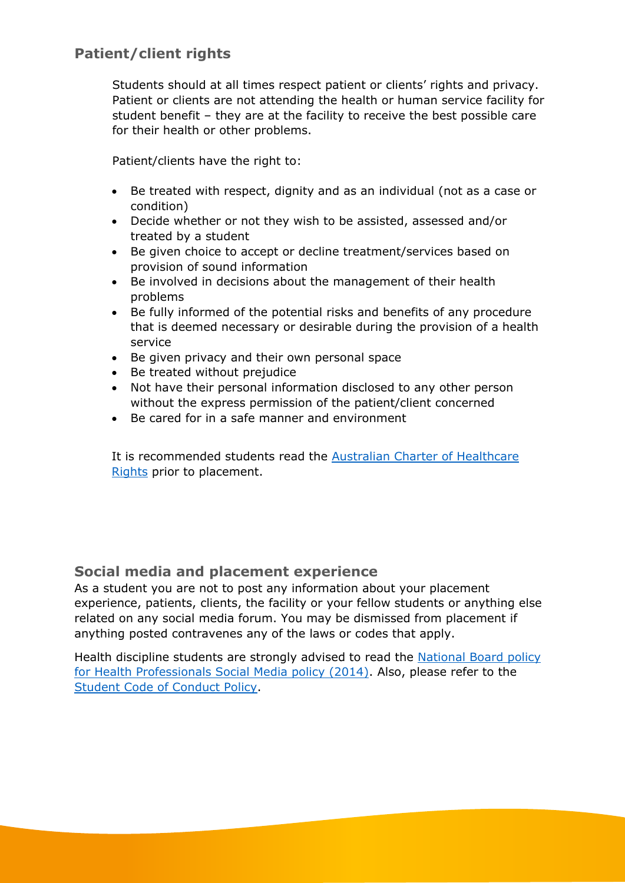## Patient/client rights

Students should at all times respect patient or clients' rights and privacy. Patient or clients are not attending the health or human service facility for student benefit – they are at the facility to receive the best possible care for their health or other problems.

Patient/clients have the right to:

- Be treated with respect, dignity and as an individual (not as a case or condition)
- Decide whether or not they wish to be assisted, assessed and/or treated by a student
- Be given choice to accept or decline treatment/services based on provision of sound information
- Be involved in decisions about the management of their health problems
- Be fully informed of the potential risks and benefits of any procedure that is deemed necessary or desirable during the provision of a health service
- Be given privacy and their own personal space
- Be treated without prejudice
- Not have their personal information disclosed to any other person without the express permission of the patient/client concerned
- Be cared for in a safe manner and environment

It is recommended students read the Australian Charter of Healthcare Rights prior to placement.

## Social media and placement experience

As a student you are not to post any information about your placement experience, patients, clients, the facility or your fellow students or anything else related on any social media forum. You may be dismissed from placement if anything posted contravenes any of the laws or codes that apply.

Health discipline students are strongly advised to read the National Board policy for Health Professionals Social Media policy (2014). Also, please refer to the Student Code of Conduct Policy.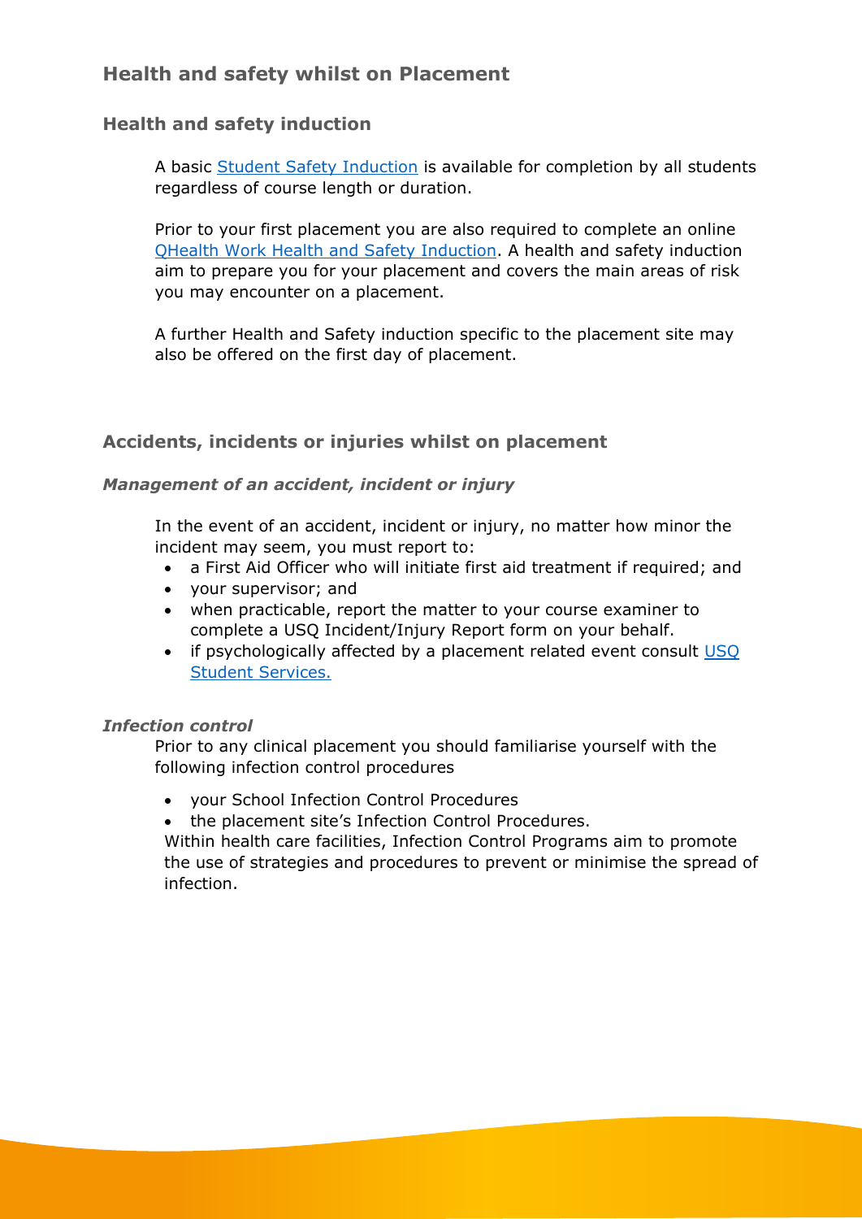## Health and safety whilst on Placement

### Health and safety induction

A basic Student Safety Induction is available for completion by all students regardless of course length or duration.

Prior to your first placement you are also required to complete an online QHealth Work Health and Safety Induction. A health and safety induction aim to prepare you for your placement and covers the main areas of risk you may encounter on a placement.

A further Health and Safety induction specific to the placement site may also be offered on the first day of placement.

### Accidents, incidents or injuries whilst on placement

#### *Management of an accident, incident or injury*

In the event of an accident, incident or injury, no matter how minor the incident may seem, you must report to:

- a First Aid Officer who will initiate first aid treatment if required; and
- your supervisor; and
- when practicable, report the matter to your course examiner to complete a USQ Incident/Injury Report form on your behalf.
- if psychologically affected by a placement related event consult USQ Student Services.

#### *Infection control*

Prior to any clinical placement you should familiarise yourself with the following infection control procedures

- your School Infection Control Procedures
- the placement site's Infection Control Procedures.

Within health care facilities, Infection Control Programs aim to promote the use of strategies and procedures to prevent or minimise the spread of infection.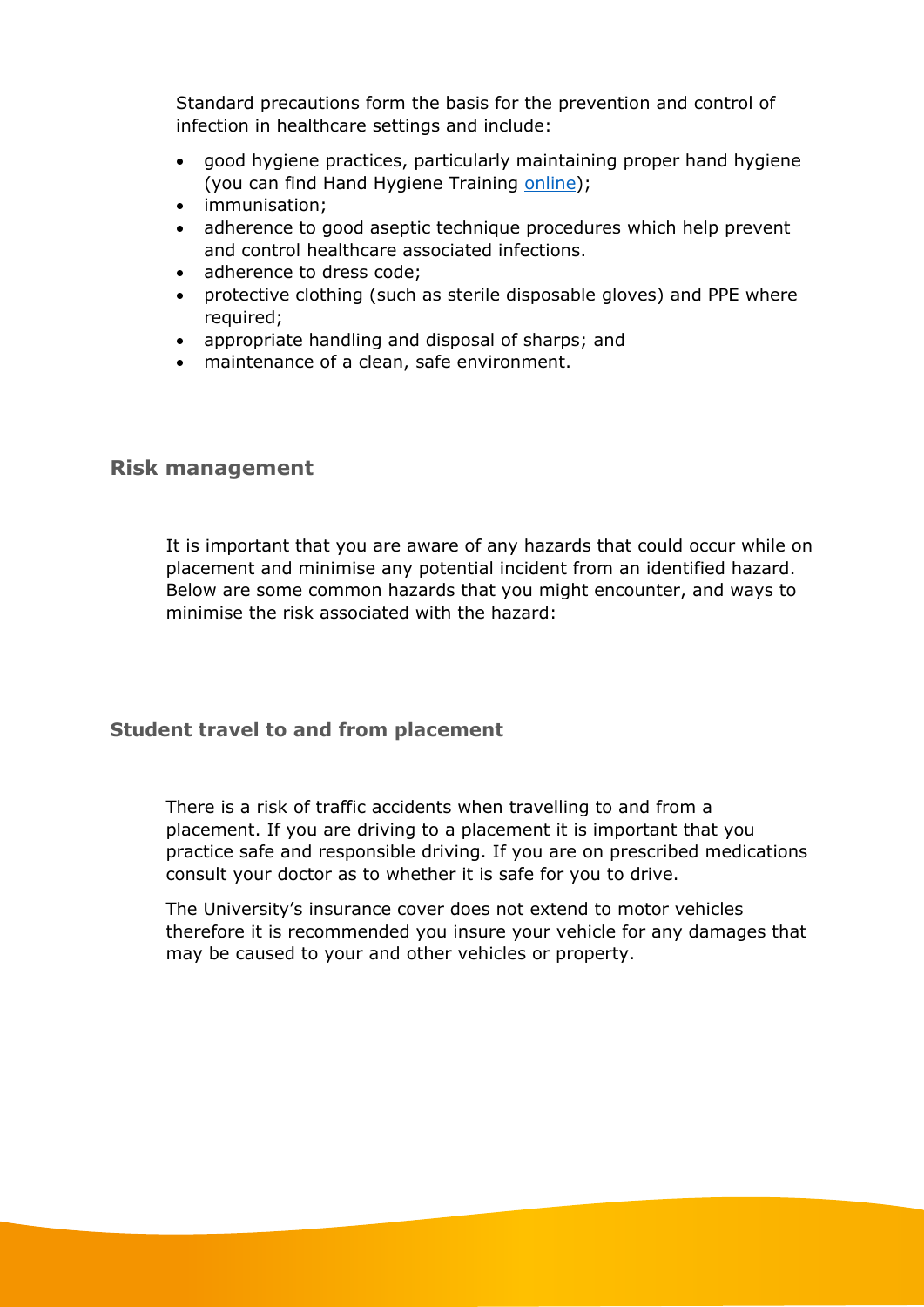Standard precautions form the basis for the prevention and control of infection in healthcare settings and include:

- good hygiene practices, particularly maintaining proper hand hygiene (you can find Hand Hygiene Training online);
- immunisation;
- adherence to good aseptic technique procedures which help prevent and control healthcare associated infections.
- adherence to dress code;
- protective clothing (such as sterile disposable gloves) and PPE where required;
- appropriate handling and disposal of sharps; and
- maintenance of a clean, safe environment.

## Risk management

It is important that you are aware of any hazards that could occur while on placement and minimise any potential incident from an identified hazard. Below are some common hazards that you might encounter, and ways to minimise the risk associated with the hazard:

### Student travel to and from placement

There is a risk of traffic accidents when travelling to and from a placement. If you are driving to a placement it is important that you practice safe and responsible driving. If you are on prescribed medications consult your doctor as to whether it is safe for you to drive.

The University's insurance cover does not extend to motor vehicles therefore it is recommended you insure your vehicle for any damages that may be caused to your and other vehicles or property.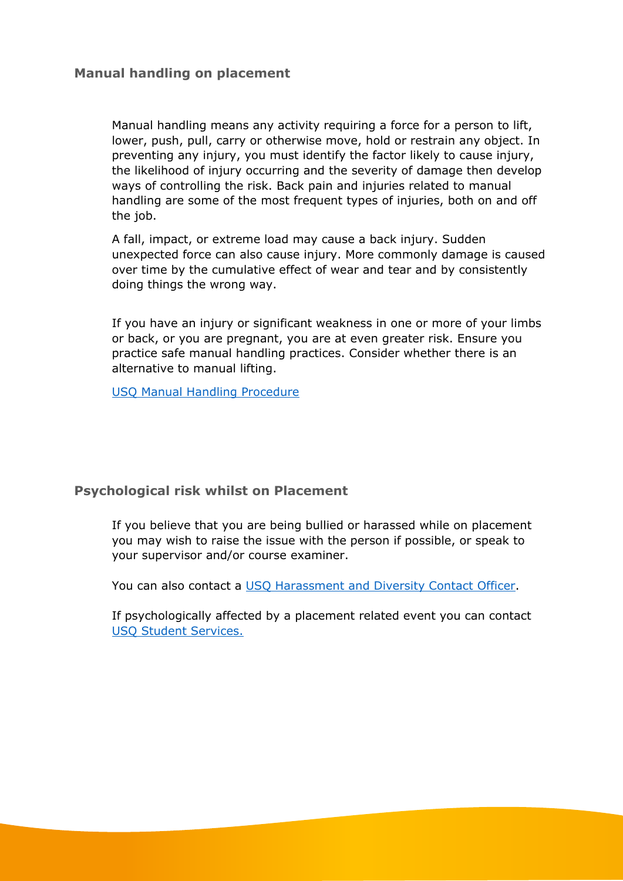## Manual handling on placement

Manual handling means any activity requiring a force for a person to lift, lower, push, pull, carry or otherwise move, hold or restrain any object. In preventing any injury, you must identify the factor likely to cause injury, the likelihood of injury occurring and the severity of damage then develop ways of controlling the risk. Back pain and injuries related to manual handling are some of the most frequent types of injuries, both on and off the job.

A fall, impact, or extreme load may cause a back injury. Sudden unexpected force can also cause injury. More commonly damage is caused over time by the cumulative effect of wear and tear and by consistently doing things the wrong way.

If you have an injury or significant weakness in one or more of your limbs or back, or you are pregnant, you are at even greater risk. Ensure you practice safe manual handling practices. Consider whether there is an alternative to manual lifting.

USQ Manual Handling Procedure

## Psychological risk whilst on Placement

If you believe that you are being bullied or harassed while on placement you may wish to raise the issue with the person if possible, or speak to your supervisor and/or course examiner.

You can also contact a USQ Harassment and Diversity Contact Officer.

If psychologically affected by a placement related event you can contact USQ Student Services.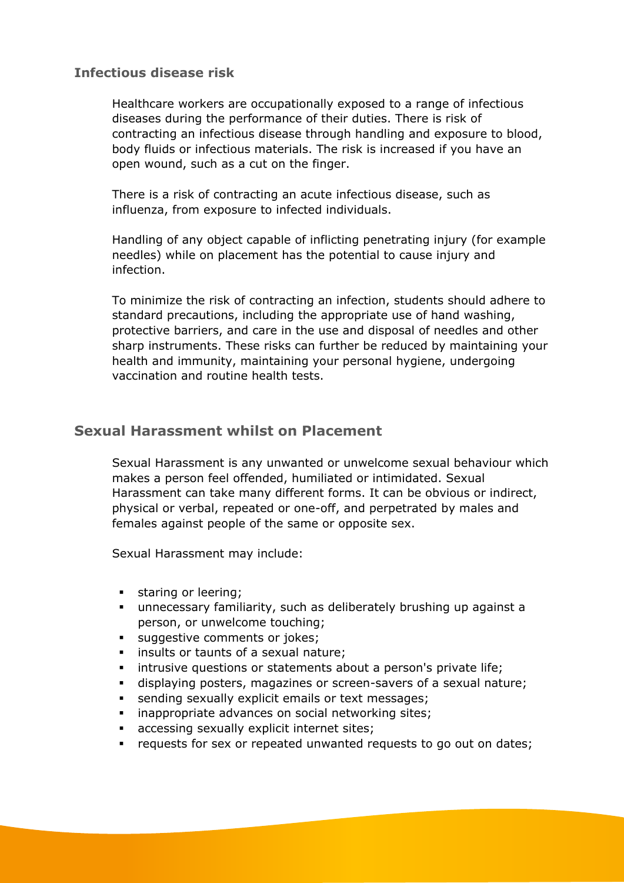### Infectious disease risk

Healthcare workers are occupationally exposed to a range of infectious diseases during the performance of their duties. There is risk of contracting an infectious disease through handling and exposure to blood, body fluids or infectious materials. The risk is increased if you have an open wound, such as a cut on the finger.

There is a risk of contracting an acute infectious disease, such as influenza, from exposure to infected individuals.

Handling of any object capable of inflicting penetrating injury (for example needles) while on placement has the potential to cause injury and infection.

To minimize the risk of contracting an infection, students should adhere to standard precautions, including the appropriate use of hand washing, protective barriers, and care in the use and disposal of needles and other sharp instruments. These risks can further be reduced by maintaining your health and immunity, maintaining your personal hygiene, undergoing vaccination and routine health tests.

## Sexual Harassment whilst on Placement

Sexual Harassment is any unwanted or unwelcome sexual behaviour which makes a person feel offended, humiliated or intimidated. Sexual Harassment can take many different forms. It can be obvious or indirect, physical or verbal, repeated or one-off, and perpetrated by males and females against people of the same or opposite sex.

Sexual Harassment may include:

- staring or leering;
- unnecessary familiarity, such as deliberately brushing up against a person, or unwelcome touching;
- suggestive comments or jokes;
- insults or taunts of a sexual nature;
- intrusive questions or statements about a person's private life;
- displaying posters, magazines or screen-savers of a sexual nature;
- sending sexually explicit emails or text messages;
- inappropriate advances on social networking sites;
- accessing sexually explicit internet sites;
- requests for sex or repeated unwanted requests to go out on dates;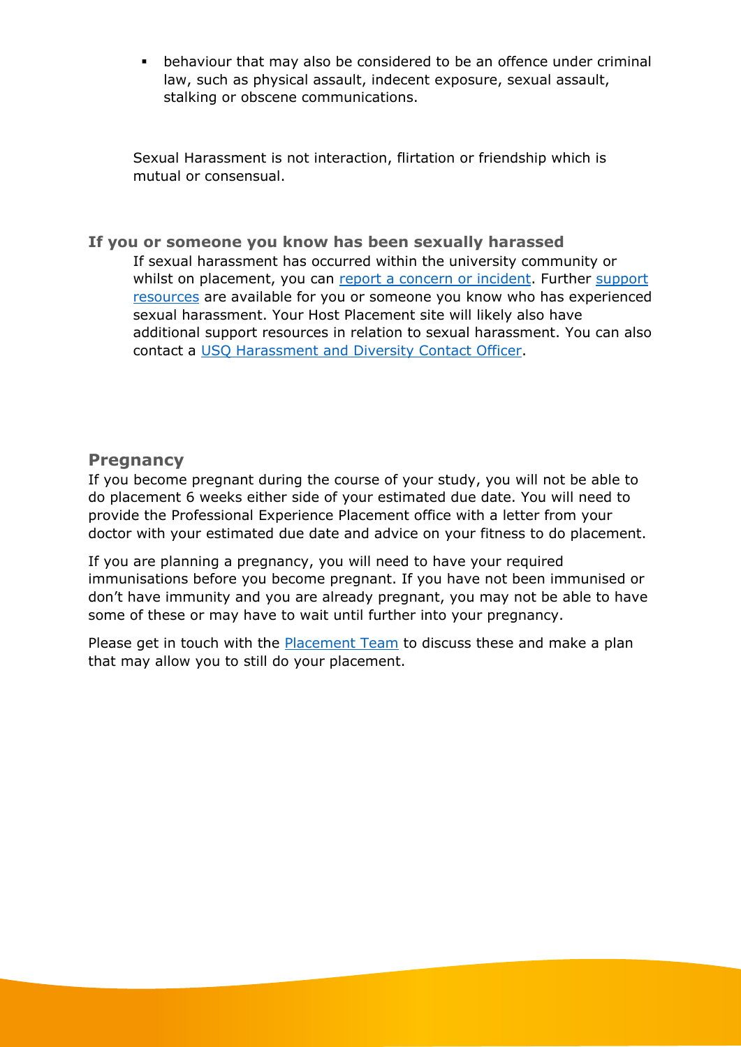- behaviour that may also be considered to be an offence under criminal law, such as physical assault, indecent exposure, sexual assault, stalking or obscene communications.

Sexual Harassment is not interaction, flirtation or friendship which is mutual or consensual.

### If you or someone you know has been sexually harassed

If sexual harassment has occurred within the university community or whilst on placement, you can report a concern or incident. Further support resources are available for you or someone you know who has experienced sexual harassment. Your Host Placement site will likely also have additional support resources in relation to sexual harassment. You can also contact a USQ Harassment and Diversity Contact Officer.

## Pregnancy

If you become pregnant during the course of your study, you will not be able to do placement 6 weeks either side of your estimated due date. You will need to provide the Professional Experience Placement office with a letter from your doctor with your estimated due date and advice on your fitness to do placement.

If you are planning a pregnancy, you will need to have your required immunisations before you become pregnant. If you have not been immunised or don't have immunity and you are already pregnant, you may not be able to have some of these or may have to wait until further into your pregnancy.

Please get in touch with the Placement Team to discuss these and make a plan that may allow you to still do your placement.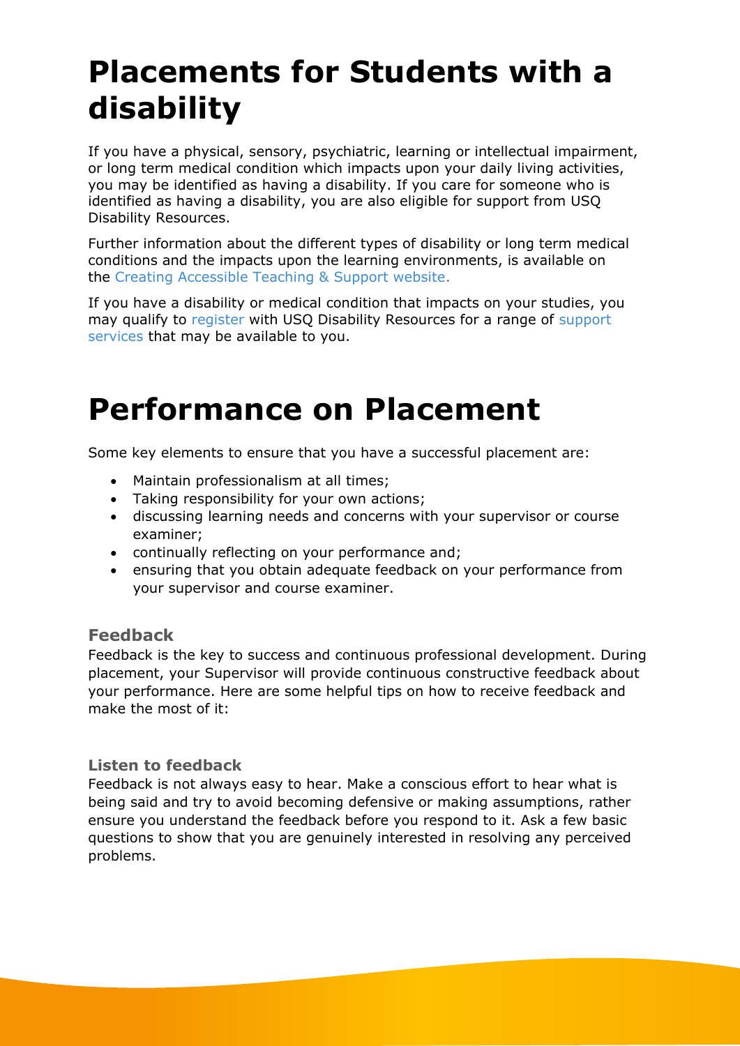# Placements for Students with a disability

If you have a physical, sensory, psychiatric, learning or intellectual impairment, or long term medical condition which impacts upon your daily living activities, you may be identified as having a disability. If you care for someone who is identified as having a disability, you are also eligible for support from USQ Disability Resources.

Further information about the different types of disability or long term medical conditions and the impacts upon the learning environments, is available on the Creating Accessible Teaching & Support website.

If you have a disability or medical condition that impacts on your studies, you may qualify to register with USQ Disability Resources for a range of support services that may be available to you.

# Performance on Placement

Some key elements to ensure that you have a successful placement are:

- Maintain professionalism at all times;
- Taking responsibility for your own actions;
- discussing learning needs and concerns with your supervisor or course examiner;
- continually reflecting on your performance and;
- ensuring that you obtain adequate feedback on your performance from your supervisor and course examiner.

### Feedback

Feedback is the key to success and continuous professional development. During placement, your Supervisor will provide continuous constructive feedback about your performance. Here are some helpful tips on how to receive feedback and make the most of it:

#### Listen to feedback

Feedback is not always easy to hear. Make a conscious effort to hear what is being said and try to avoid becoming defensive or making assumptions, rather ensure you understand the feedback before you respond to it. Ask a few basic questions to show that you are genuinely interested in resolving any perceived problems.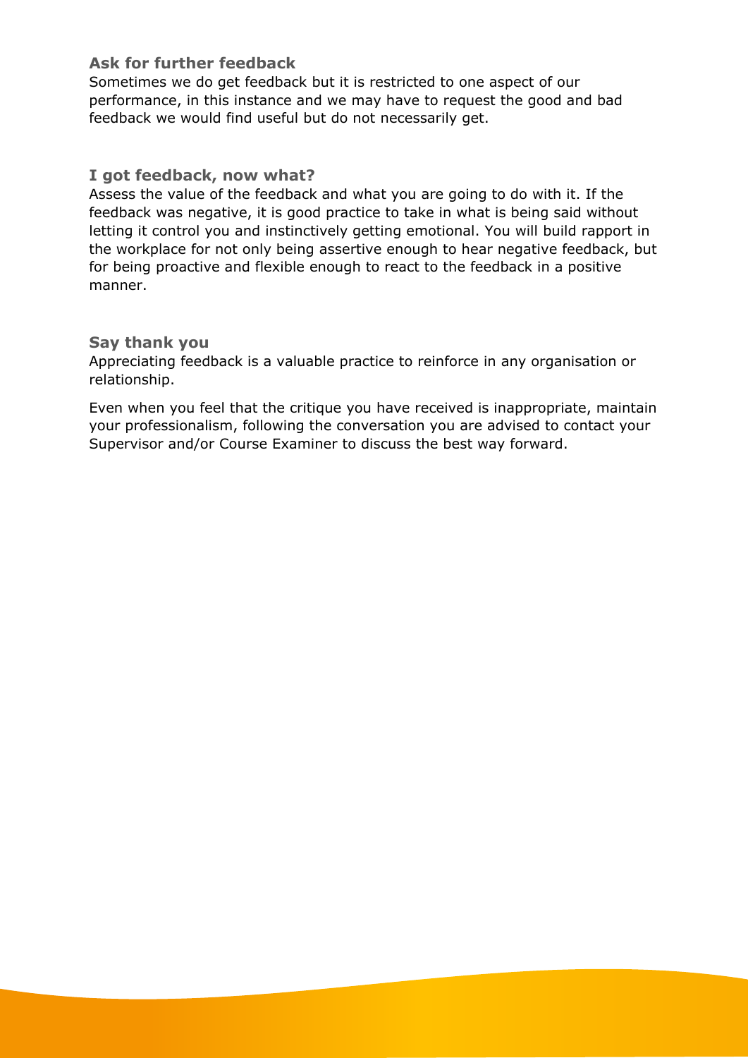### Ask for further feedback

Sometimes we do get feedback but it is restricted to one aspect of our performance, in this instance and we may have to request the good and bad feedback we would find useful but do not necessarily get.

### I got feedback, now what?

Assess the value of the feedback and what you are going to do with it. If the feedback was negative, it is good practice to take in what is being said without letting it control you and instinctively getting emotional. You will build rapport in the workplace for not only being assertive enough to hear negative feedback, but for being proactive and flexible enough to react to the feedback in a positive manner.

### Say thank you

Appreciating feedback is a valuable practice to reinforce in any organisation or relationship.

Even when you feel that the critique you have received is inappropriate, maintain your professionalism, following the conversation you are advised to contact your Supervisor and/or Course Examiner to discuss the best way forward.